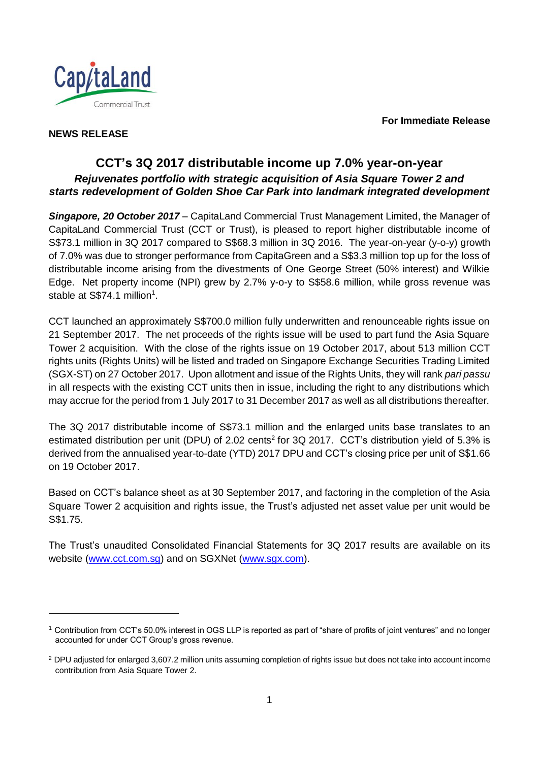**For Immediate Release**

**NEWS RELEASE**

# CCT's 3Q 2017 distributable income up 7.0% year-on-year

***Rejuvenates portfolio with strategic acquisition of Asia Square Tower 2 and starts redevelopment of Golden Shoe Car Park into landmark integrated development***

***Singapore, 20 October 2017*** – CapitaLand Commercial Trust Management Limited, the Manager of CapitaLand Commercial Trust (CCT or Trust), is pleased to report higher distributable income of S$73.1 million in 3Q 2017 compared to S$68.3 million in 3Q 2016. The year-on-year (y-o-y) growth of 7.0% was due to stronger performance from CapitaGreen and a S$3.3 million top up for the loss of distributable income arising from the divestments of One George Street (50% interest) and Wilkie Edge. Net property income (NPI) grew by 2.7% y-o-y to S$58.6 million, while gross revenue was stable at S$74.1 million[1].

CCT launched an approximately S$700.0 million fully underwritten and renounceable rights issue on 21 September 2017. The net proceeds of the rights issue will be used to part fund the Asia Square Tower 2 acquisition. With the close of the rights issue on 19 October 2017, about 513 million CCT rights units (Rights Units) will be listed and traded on Singapore Exchange Securities Trading Limited (SGX-ST) on 27 October 2017. Upon allotment and issue of the Rights Units, they will rank *pari passu* in all respects with the existing CCT units then in issue, including the right to any distributions which may accrue for the period from 1 July 2017 to 31 December 2017 as well as all distributions thereafter.

The 3Q 2017 distributable income of S$73.1 million and the enlarged units base translates to an estimated distribution per unit (DPU) of 2.02 cents[2] for 3Q 2017. CCT's distribution yield of 5.3% is derived from the annualised year-to-date (YTD) 2017 DPU and CCT's closing price per unit of S$1.66 on 19 October 2017.

Based on CCT's balance sheet as at 30 September 2017, and factoring in the completion of the Asia Square Tower 2 acquisition and rights issue, the Trust's adjusted net asset value per unit would be S$1.75.

The Trust's unaudited Consolidated Financial Statements for 3Q 2017 results are available on its website (www.cct.com.sg) and on SGXNet (www.sgx.com).

---

[1] Contribution from CCT's 50.0% interest in OGS LLP is reported as part of "share of profits of joint ventures" and no longer accounted for under CCT Group's gross revenue.

[2] DPU adjusted for enlarged 3,607.2 million units assuming completion of rights issue but does not take into account income contribution from Asia Square Tower 2.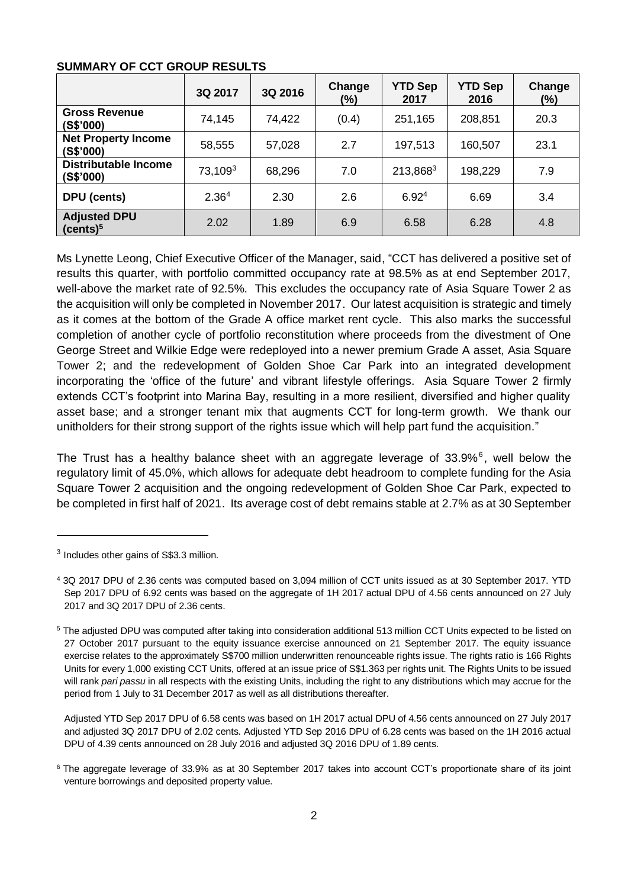**SUMMARY OF CCT GROUP RESULTS**

| | 3Q 2017 | 3Q 2016 | Change (%) | YTD Sep 2017 | YTD Sep 2016 | Change (%) |
|---|---|---|---|---|---|---|
| **Gross Revenue (S$'000)** | 74,145 | 74,422 | (0.4) | 251,165 | 208,851 | 20.3 |
| **Net Property Income (S$'000)** | 58,555 | 57,028 | 2.7 | 197,513 | 160,507 | 23.1 |
| **Distributable Income (S$'000)** | 73,109[3] | 68,296 | 7.0 | 213,868[3] | 198,229 | 7.9 |
| **DPU (cents)** | 2.36[4] | 2.30 | 2.6 | 6.92[4] | 6.69 | 3.4 |
| **Adjusted DPU (cents)[5]** | 2.02 | 1.89 | 6.9 | 6.58 | 6.28 | 4.8 |

Ms Lynette Leong, Chief Executive Officer of the Manager, said, "CCT has delivered a positive set of results this quarter, with portfolio committed occupancy rate at 98.5% as at end September 2017, well-above the market rate of 92.5%. This excludes the occupancy rate of Asia Square Tower 2 as the acquisition will only be completed in November 2017. Our latest acquisition is strategic and timely as it comes at the bottom of the Grade A office market rent cycle. This also marks the successful completion of another cycle of portfolio reconstitution where proceeds from the divestment of One George Street and Wilkie Edge were redeployed into a newer premium Grade A asset, Asia Square Tower 2; and the redevelopment of Golden Shoe Car Park into an integrated development incorporating the 'office of the future' and vibrant lifestyle offerings. Asia Square Tower 2 firmly extends CCT's footprint into Marina Bay, resulting in a more resilient, diversified and higher quality asset base; and a stronger tenant mix that augments CCT for long-term growth. We thank our unitholders for their strong support of the rights issue which will help part fund the acquisition."

The Trust has a healthy balance sheet with an aggregate leverage of 33.9%[6], well below the regulatory limit of 45.0%, which allows for adequate debt headroom to complete funding for the Asia Square Tower 2 acquisition and the ongoing redevelopment of Golden Shoe Car Park, expected to be completed in first half of 2021. Its average cost of debt remains stable at 2.7% as at 30 September

---

[3] Includes other gains of S$3.3 million.

[4] 3Q 2017 DPU of 2.36 cents was computed based on 3,094 million of CCT units issued as at 30 September 2017. YTD Sep 2017 DPU of 6.92 cents was based on the aggregate of 1H 2017 actual DPU of 4.56 cents announced on 27 July 2017 and 3Q 2017 DPU of 2.36 cents.

[5] The adjusted DPU was computed after taking into consideration additional 513 million CCT Units expected to be listed on 27 October 2017 pursuant to the equity issuance exercise announced on 21 September 2017. The equity issuance exercise relates to the approximately S$700 million underwritten renounceable rights issue. The rights ratio is 166 Rights Units for every 1,000 existing CCT Units, offered at an issue price of S$1.363 per rights unit. The Rights Units to be issued will rank *pari passu* in all respects with the existing Units, including the right to any distributions which may accrue for the period from 1 July to 31 December 2017 as well as all distributions thereafter.

Adjusted YTD Sep 2017 DPU of 6.58 cents was based on 1H 2017 actual DPU of 4.56 cents announced on 27 July 2017 and adjusted 3Q 2017 DPU of 2.02 cents. Adjusted YTD Sep 2016 DPU of 6.28 cents was based on the 1H 2016 actual DPU of 4.39 cents announced on 28 July 2016 and adjusted 3Q 2016 DPU of 1.89 cents.

[6] The aggregate leverage of 33.9% as at 30 September 2017 takes into account CCT's proportionate share of its joint venture borrowings and deposited property value.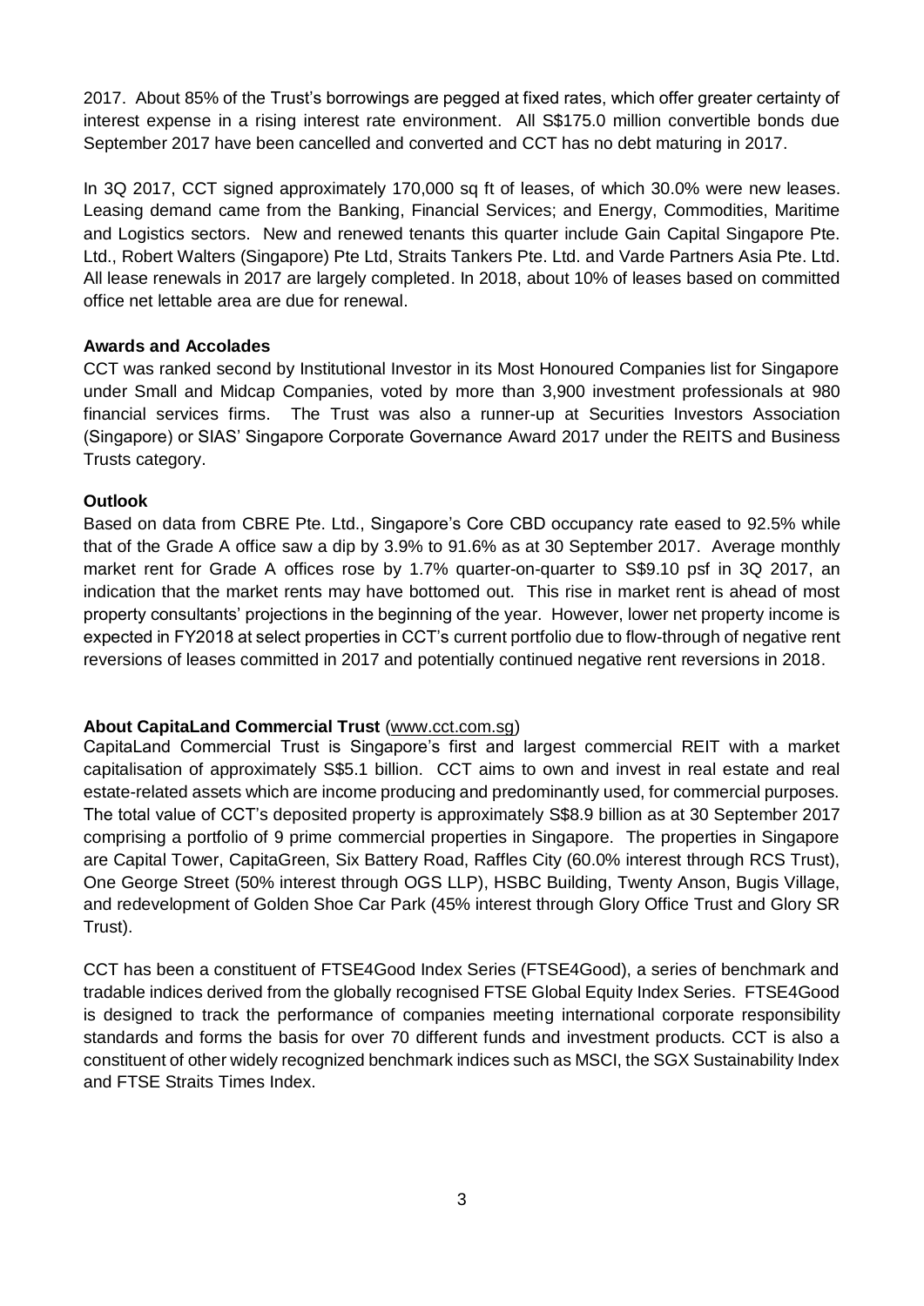2017. About 85% of the Trust's borrowings are pegged at fixed rates, which offer greater certainty of interest expense in a rising interest rate environment. All S$175.0 million convertible bonds due September 2017 have been cancelled and converted and CCT has no debt maturing in 2017.

In 3Q 2017, CCT signed approximately 170,000 sq ft of leases, of which 30.0% were new leases. Leasing demand came from the Banking, Financial Services; and Energy, Commodities, Maritime and Logistics sectors. New and renewed tenants this quarter include Gain Capital Singapore Pte. Ltd., Robert Walters (Singapore) Pte Ltd, Straits Tankers Pte. Ltd. and Varde Partners Asia Pte. Ltd. All lease renewals in 2017 are largely completed. In 2018, about 10% of leases based on committed office net lettable area are due for renewal.

**Awards and Accolades**

CCT was ranked second by Institutional Investor in its Most Honoured Companies list for Singapore under Small and Midcap Companies, voted by more than 3,900 investment professionals at 980 financial services firms. The Trust was also a runner-up at Securities Investors Association (Singapore) or SIAS' Singapore Corporate Governance Award 2017 under the REITS and Business Trusts category.

**Outlook**

Based on data from CBRE Pte. Ltd., Singapore's Core CBD occupancy rate eased to 92.5% while that of the Grade A office saw a dip by 3.9% to 91.6% as at 30 September 2017. Average monthly market rent for Grade A offices rose by 1.7% quarter-on-quarter to S$9.10 psf in 3Q 2017, an indication that the market rents may have bottomed out. This rise in market rent is ahead of most property consultants' projections in the beginning of the year. However, lower net property income is expected in FY2018 at select properties in CCT's current portfolio due to flow-through of negative rent reversions of leases committed in 2017 and potentially continued negative rent reversions in 2018.

**About CapitaLand Commercial Trust** (www.cct.com.sg)

CapitaLand Commercial Trust is Singapore's first and largest commercial REIT with a market capitalisation of approximately S$5.1 billion. CCT aims to own and invest in real estate and real estate-related assets which are income producing and predominantly used, for commercial purposes. The total value of CCT's deposited property is approximately S$8.9 billion as at 30 September 2017 comprising a portfolio of 9 prime commercial properties in Singapore. The properties in Singapore are Capital Tower, CapitaGreen, Six Battery Road, Raffles City (60.0% interest through RCS Trust), One George Street (50% interest through OGS LLP), HSBC Building, Twenty Anson, Bugis Village, and redevelopment of Golden Shoe Car Park (45% interest through Glory Office Trust and Glory SR Trust).

CCT has been a constituent of FTSE4Good Index Series (FTSE4Good), a series of benchmark and tradable indices derived from the globally recognised FTSE Global Equity Index Series. FTSE4Good is designed to track the performance of companies meeting international corporate responsibility standards and forms the basis for over 70 different funds and investment products. CCT is also a constituent of other widely recognized benchmark indices such as MSCI, the SGX Sustainability Index and FTSE Straits Times Index.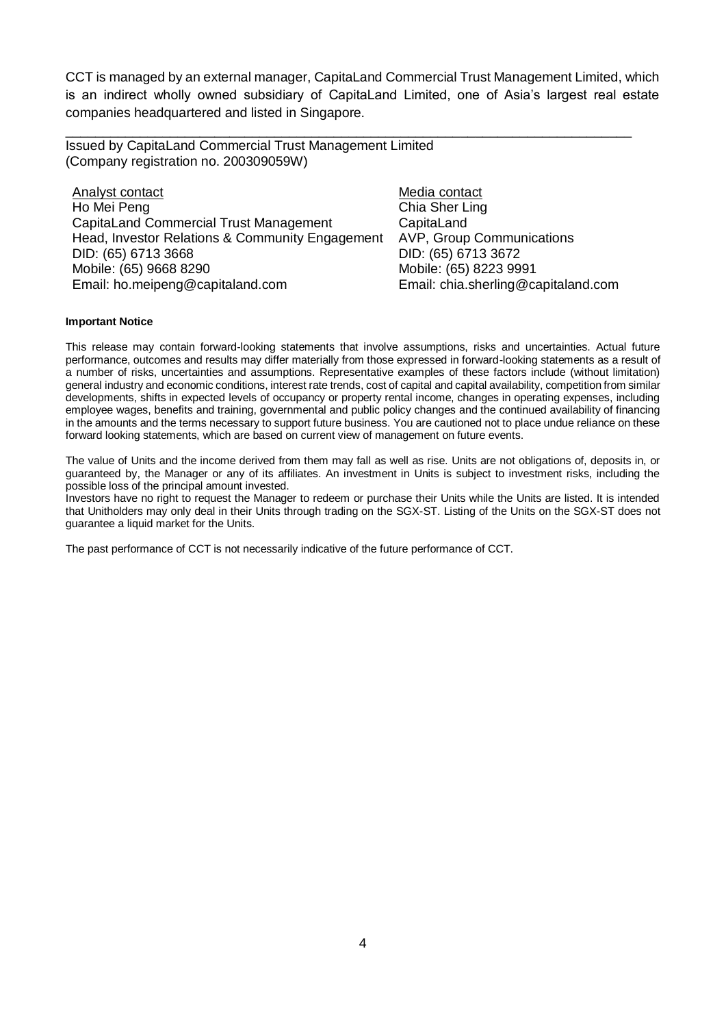CCT is managed by an external manager, CapitaLand Commercial Trust Management Limited, which is an indirect wholly owned subsidiary of CapitaLand Limited, one of Asia's largest real estate companies headquartered and listed in Singapore.

---

Issued by CapitaLand Commercial Trust Management Limited
(Company registration no. 200309059W)

<u>Analyst contact</u>
Ho Mei Peng
CapitaLand Commercial Trust Management
Head, Investor Relations & Community Engagement
DID: (65) 6713 3668
Mobile: (65) 9668 8290
Email: ho.meipeng@capitaland.com

<u>Media contact</u>
Chia Sher Ling
CapitaLand
AVP, Group Communications
DID: (65) 6713 3672
Mobile: (65) 8223 9991
Email: chia.sherling@capitaland.com

**Important Notice**

This release may contain forward-looking statements that involve assumptions, risks and uncertainties. Actual future performance, outcomes and results may differ materially from those expressed in forward-looking statements as a result of a number of risks, uncertainties and assumptions. Representative examples of these factors include (without limitation) general industry and economic conditions, interest rate trends, cost of capital and capital availability, competition from similar developments, shifts in expected levels of occupancy or property rental income, changes in operating expenses, including employee wages, benefits and training, governmental and public policy changes and the continued availability of financing in the amounts and the terms necessary to support future business. You are cautioned not to place undue reliance on these forward looking statements, which are based on current view of management on future events.

The value of Units and the income derived from them may fall as well as rise. Units are not obligations of, deposits in, or guaranteed by, the Manager or any of its affiliates. An investment in Units is subject to investment risks, including the possible loss of the principal amount invested.
Investors have no right to request the Manager to redeem or purchase their Units while the Units are listed. It is intended that Unitholders may only deal in their Units through trading on the SGX-ST. Listing of the Units on the SGX-ST does not guarantee a liquid market for the Units.

The past performance of CCT is not necessarily indicative of the future performance of CCT.